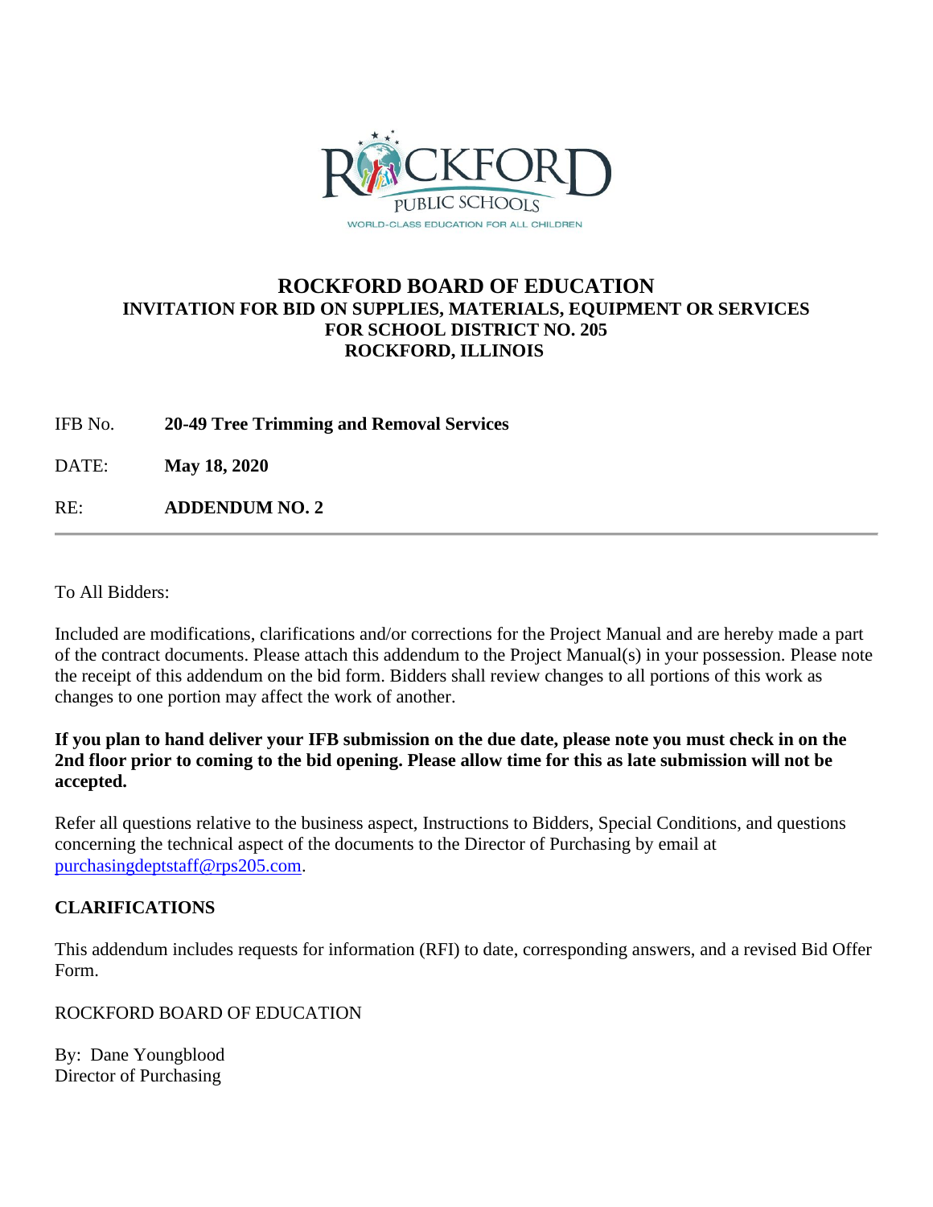# ROCKFORD BOARD OF EDUCATION

## INVITATION FOR BID ON SUPPLIES, MATERIALS, EQUIPMENT OR SERVICES FOR SCHOOL DISTRICT NO. 205 ROCKFORD, ILLINOIS

IFB No. **20-49 Tree Trimming and Removal Services**

DATE: **May 18, 2020**

RE: **ADDENDUM NO. 2**

---

To All Bidders:

Included are modifications, clarifications and/or corrections for the Project Manual and are hereby made a part of the contract documents. Please attach this addendum to the Project Manual(s) in your possession. Please note the receipt of this addendum on the bid form. Bidders shall review changes to all portions of this work as changes to one portion may affect the work of another.

**If you plan to hand deliver your IFB submission on the due date, please note you must check in on the 2nd floor prior to coming to the bid opening. Please allow time for this as late submission will not be accepted.**

Refer all questions relative to the business aspect, Instructions to Bidders, Special Conditions, and questions concerning the technical aspect of the documents to the Director of Purchasing by email at purchasingdeptstaff@rps205.com.

**CLARIFICATIONS**

This addendum includes requests for information (RFI) to date, corresponding answers, and a revised Bid Offer Form.

ROCKFORD BOARD OF EDUCATION

By: Dane Youngblood
Director of Purchasing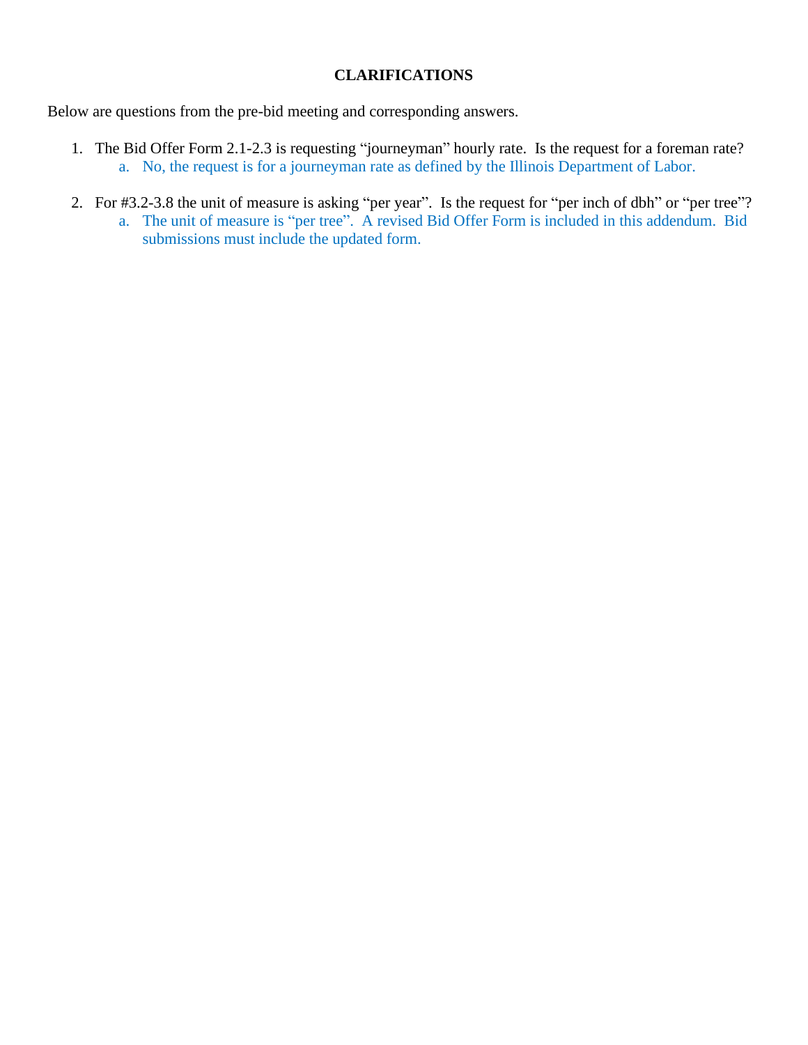**CLARIFICATIONS**

Below are questions from the pre-bid meeting and corresponding answers.

1. The Bid Offer Form 2.1-2.3 is requesting "journeyman" hourly rate. Is the request for a foreman rate?
   a. No, the request is for a journeyman rate as defined by the Illinois Department of Labor.

2. For #3.2-3.8 the unit of measure is asking "per year". Is the request for "per inch of dbh" or "per tree"?
   a. The unit of measure is "per tree". A revised Bid Offer Form is included in this addendum. Bid submissions must include the updated form.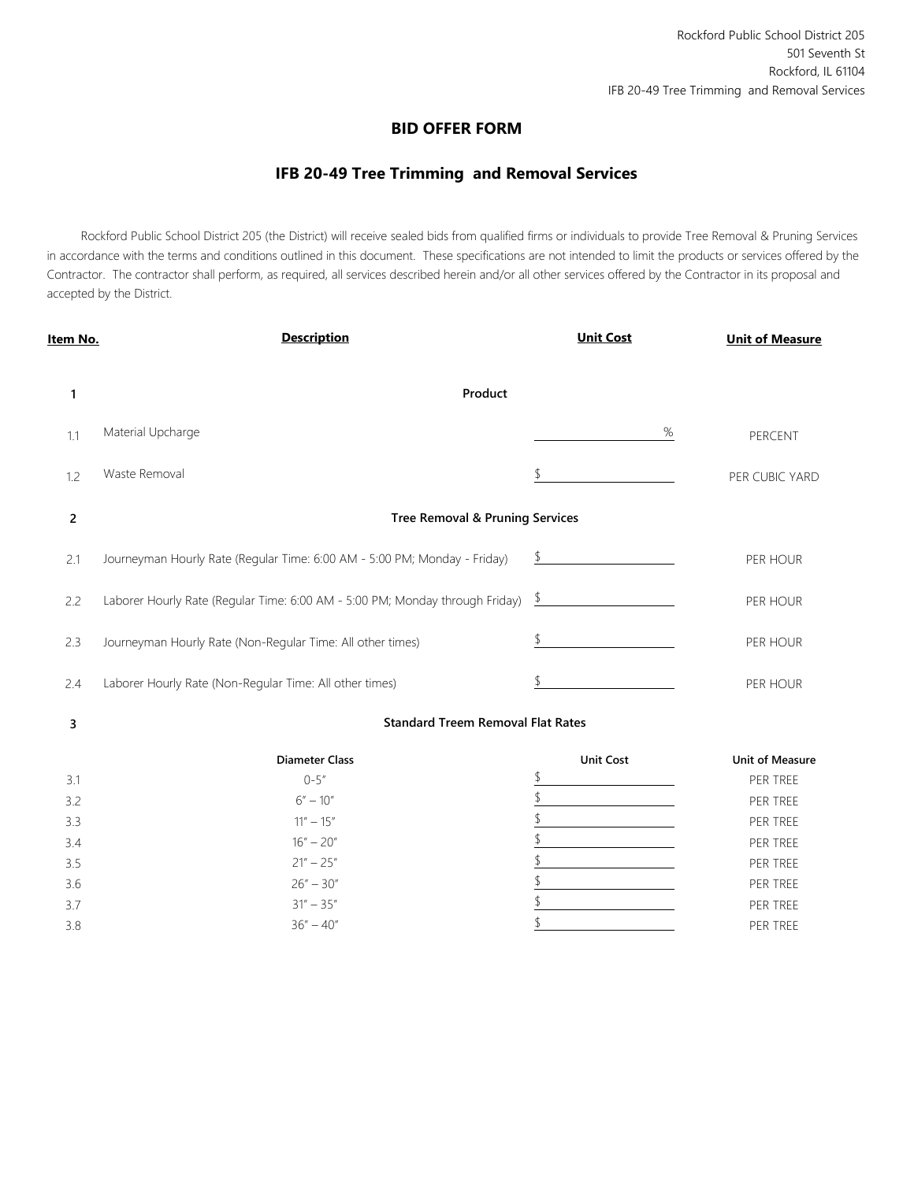Rockford Public School District 205
501 Seventh St
Rockford, IL 61104
IFB 20-49 Tree Trimming and Removal Services

## BID OFFER FORM

## IFB 20-49 Tree Trimming and Removal Services

Rockford Public School District 205 (the District) will receive sealed bids from qualified firms or individuals to provide Tree Removal & Pruning Services in accordance with the terms and conditions outlined in this document. These specifications are not intended to limit the products or services offered by the Contractor. The contractor shall perform, as required, all services described herein and/or all other services offered by the Contractor in its proposal and accepted by the District.

| Item No. | Description | Unit Cost | Unit of Measure |
|---|---|---|---|
| **1** | **Product** | | |
| 1.1 | Material Upcharge | ______ % | PERCENT |
| 1.2 | Waste Removal | $ ______ | PER CUBIC YARD |
| **2** | **Tree Removal & Pruning Services** | | |
| 2.1 | Journeyman Hourly Rate (Regular Time: 6:00 AM - 5:00 PM; Monday - Friday) | $ ______ | PER HOUR |
| 2.2 | Laborer Hourly Rate (Regular Time: 6:00 AM - 5:00 PM; Monday through Friday) | $ ______ | PER HOUR |
| 2.3 | Journeyman Hourly Rate (Non-Regular Time: All other times) | $ ______ | PER HOUR |
| 2.4 | Laborer Hourly Rate (Non-Regular Time: All other times) | $ ______ | PER HOUR |
| **3** | **Standard Treem Removal Flat Rates** | | |
| | **Diameter Class** | **Unit Cost** | **Unit of Measure** |
| 3.1 | 0-5″ | $ ______ | PER TREE |
| 3.2 | 6″ – 10″ | $ ______ | PER TREE |
| 3.3 | 11″ – 15″ | $ ______ | PER TREE |
| 3.4 | 16″ – 20″ | $ ______ | PER TREE |
| 3.5 | 21″ – 25″ | $ ______ | PER TREE |
| 3.6 | 26″ – 30″ | $ ______ | PER TREE |
| 3.7 | 31″ – 35″ | $ ______ | PER TREE |
| 3.8 | 36″ – 40″ | $ ______ | PER TREE |